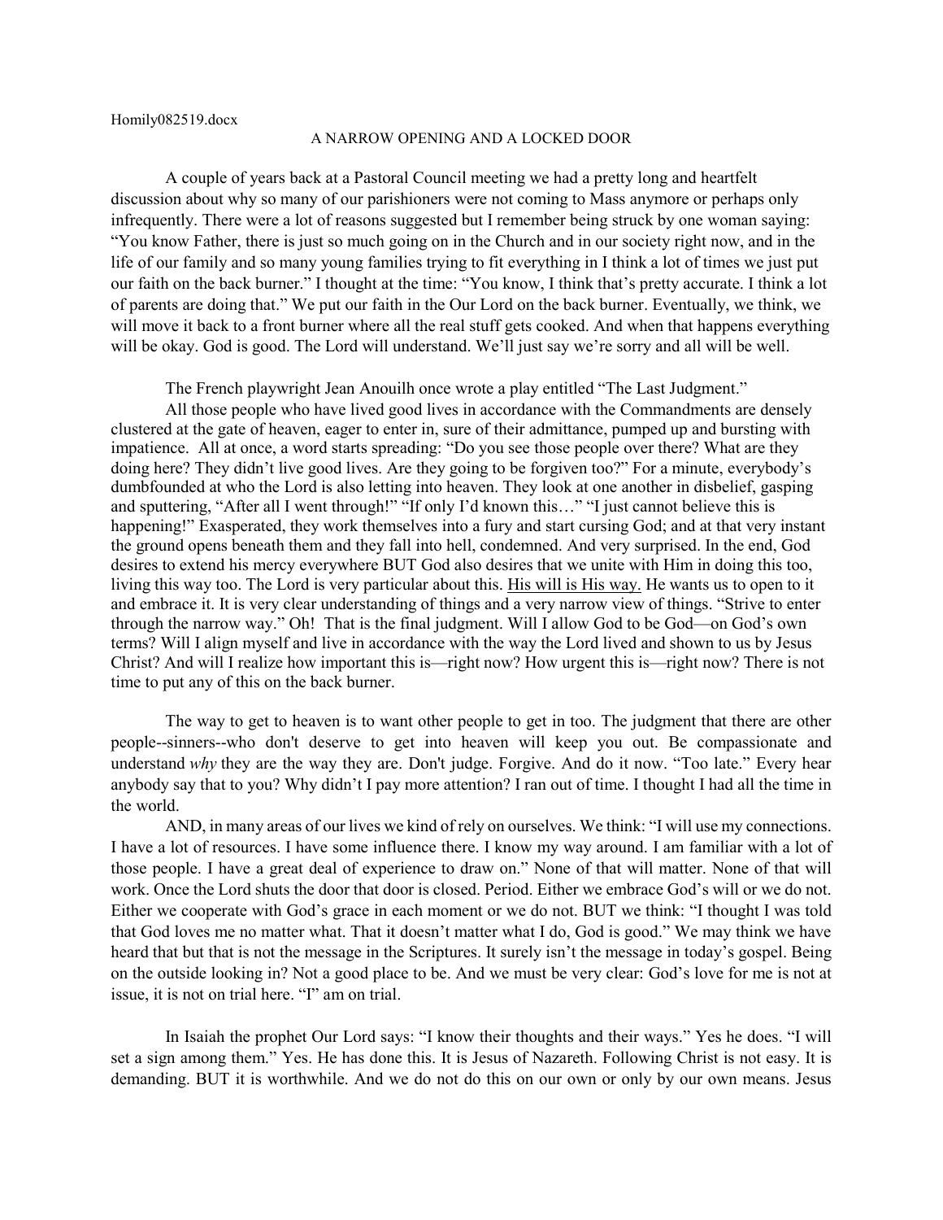Homily082519.docx

# A NARROW OPENING AND A LOCKED DOOR

A couple of years back at a Pastoral Council meeting we had a pretty long and heartfelt discussion about why so many of our parishioners were not coming to Mass anymore or perhaps only infrequently. There were a lot of reasons suggested but I remember being struck by one woman saying: "You know Father, there is just so much going on in the Church and in our society right now, and in the life of our family and so many young families trying to fit everything in I think a lot of times we just put our faith on the back burner." I thought at the time: "You know, I think that's pretty accurate. I think a lot of parents are doing that." We put our faith in the Our Lord on the back burner. Eventually, we think, we will move it back to a front burner where all the real stuff gets cooked. And when that happens everything will be okay. God is good. The Lord will understand. We'll just say we're sorry and all will be well.

The French playwright Jean Anouilh once wrote a play entitled "The Last Judgment."

All those people who have lived good lives in accordance with the Commandments are densely clustered at the gate of heaven, eager to enter in, sure of their admittance, pumped up and bursting with impatience. All at once, a word starts spreading: "Do you see those people over there? What are they doing here? They didn't live good lives. Are they going to be forgiven too?" For a minute, everybody's dumbfounded at who the Lord is also letting into heaven. They look at one another in disbelief, gasping and sputtering, "After all I went through!" "If only I'd known this…" "I just cannot believe this is happening!" Exasperated, they work themselves into a fury and start cursing God; and at that very instant the ground opens beneath them and they fall into hell, condemned. And very surprised. In the end, God desires to extend his mercy everywhere BUT God also desires that we unite with Him in doing this too, living this way too. The Lord is very particular about this. <u>His will is His way.</u> He wants us to open to it and embrace it. It is very clear understanding of things and a very narrow view of things. "Strive to enter through the narrow way." Oh! That is the final judgment. Will I allow God to be God—on God's own terms? Will I align myself and live in accordance with the way the Lord lived and shown to us by Jesus Christ? And will I realize how important this is—right now? How urgent this is—right now? There is not time to put any of this on the back burner.

The way to get to heaven is to want other people to get in too. The judgment that there are other people--sinners--who don't deserve to get into heaven will keep you out. Be compassionate and understand *why* they are the way they are. Don't judge. Forgive. And do it now. "Too late." Every hear anybody say that to you? Why didn't I pay more attention? I ran out of time. I thought I had all the time in the world.

AND, in many areas of our lives we kind of rely on ourselves. We think: "I will use my connections. I have a lot of resources. I have some influence there. I know my way around. I am familiar with a lot of those people. I have a great deal of experience to draw on." None of that will matter. None of that will work. Once the Lord shuts the door that door is closed. Period. Either we embrace God's will or we do not. Either we cooperate with God's grace in each moment or we do not. BUT we think: "I thought I was told that God loves me no matter what. That it doesn't matter what I do, God is good." We may think we have heard that but that is not the message in the Scriptures. It surely isn't the message in today's gospel. Being on the outside looking in? Not a good place to be. And we must be very clear: God's love for me is not at issue, it is not on trial here. "I" am on trial.

In Isaiah the prophet Our Lord says: "I know their thoughts and their ways." Yes he does. "I will set a sign among them." Yes. He has done this. It is Jesus of Nazareth. Following Christ is not easy. It is demanding. BUT it is worthwhile. And we do not do this on our own or only by our own means. Jesus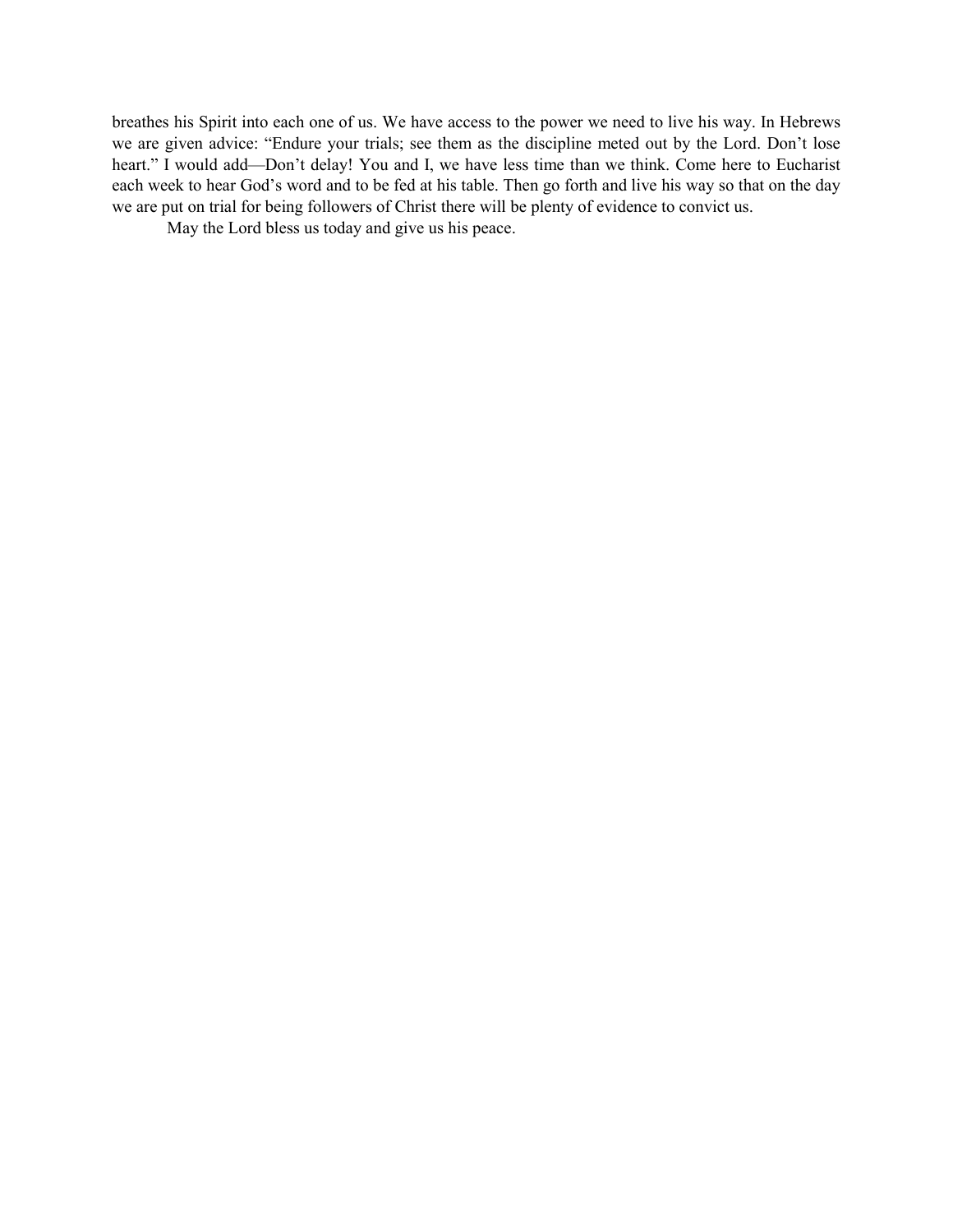breathes his Spirit into each one of us. We have access to the power we need to live his way. In Hebrews we are given advice: "Endure your trials; see them as the discipline meted out by the Lord. Don't lose heart." I would add—Don't delay! You and I, we have less time than we think. Come here to Eucharist each week to hear God's word and to be fed at his table. Then go forth and live his way so that on the day we are put on trial for being followers of Christ there will be plenty of evidence to convict us.

May the Lord bless us today and give us his peace.